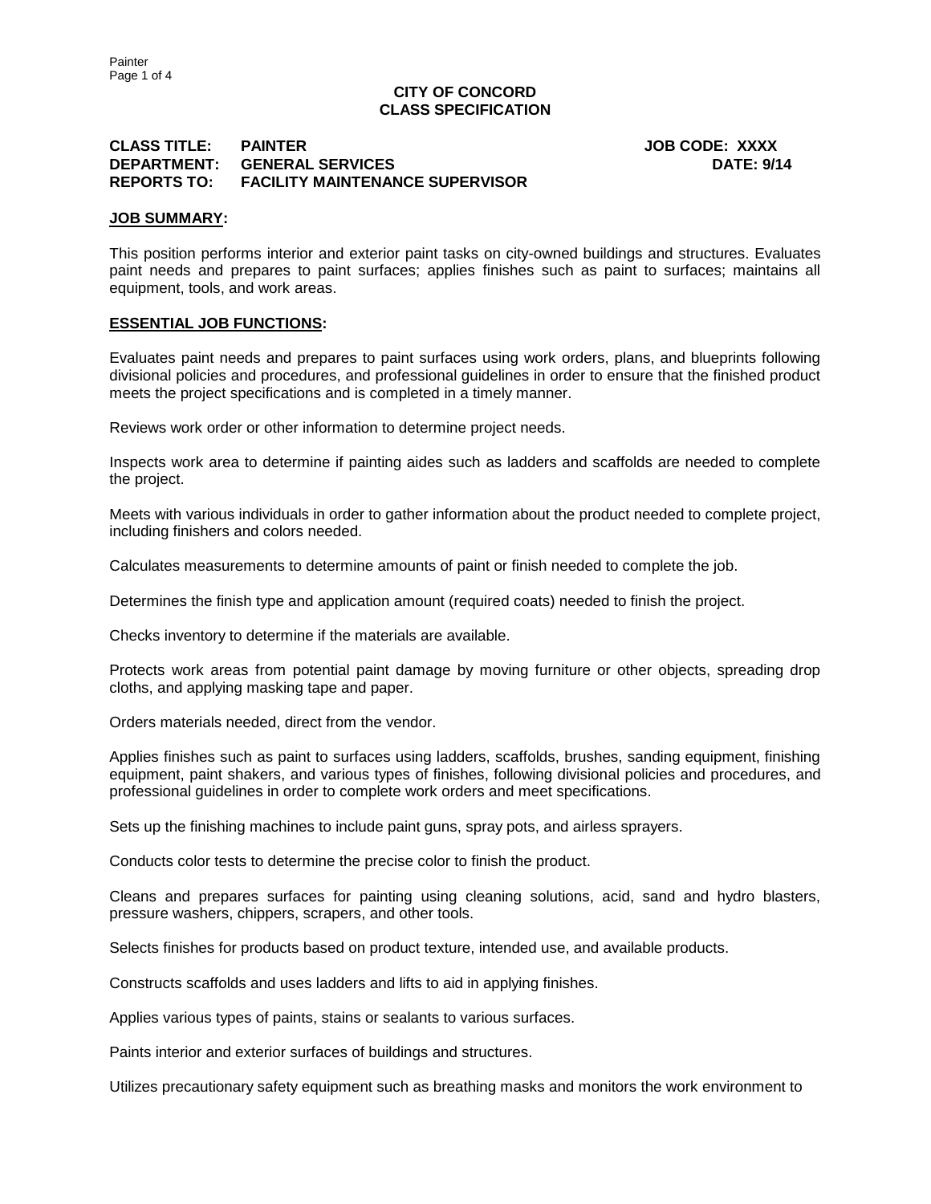**CITY OF CONCORD**
**CLASS SPECIFICATION**

**CLASS TITLE:** **PAINTER** **JOB CODE: XXXX**
**DEPARTMENT:** **GENERAL SERVICES** **DATE: 9/14**
**REPORTS TO:** **FACILITY MAINTENANCE SUPERVISOR**

## JOB SUMMARY:

This position performs interior and exterior paint tasks on city-owned buildings and structures. Evaluates paint needs and prepares to paint surfaces; applies finishes such as paint to surfaces; maintains all equipment, tools, and work areas.

## ESSENTIAL JOB FUNCTIONS:

Evaluates paint needs and prepares to paint surfaces using work orders, plans, and blueprints following divisional policies and procedures, and professional guidelines in order to ensure that the finished product meets the project specifications and is completed in a timely manner.

Reviews work order or other information to determine project needs.

Inspects work area to determine if painting aides such as ladders and scaffolds are needed to complete the project.

Meets with various individuals in order to gather information about the product needed to complete project, including finishers and colors needed.

Calculates measurements to determine amounts of paint or finish needed to complete the job.

Determines the finish type and application amount (required coats) needed to finish the project.

Checks inventory to determine if the materials are available.

Protects work areas from potential paint damage by moving furniture or other objects, spreading drop cloths, and applying masking tape and paper.

Orders materials needed, direct from the vendor.

Applies finishes such as paint to surfaces using ladders, scaffolds, brushes, sanding equipment, finishing equipment, paint shakers, and various types of finishes, following divisional policies and procedures, and professional guidelines in order to complete work orders and meet specifications.

Sets up the finishing machines to include paint guns, spray pots, and airless sprayers.

Conducts color tests to determine the precise color to finish the product.

Cleans and prepares surfaces for painting using cleaning solutions, acid, sand and hydro blasters, pressure washers, chippers, scrapers, and other tools.

Selects finishes for products based on product texture, intended use, and available products.

Constructs scaffolds and uses ladders and lifts to aid in applying finishes.

Applies various types of paints, stains or sealants to various surfaces.

Paints interior and exterior surfaces of buildings and structures.

Utilizes precautionary safety equipment such as breathing masks and monitors the work environment to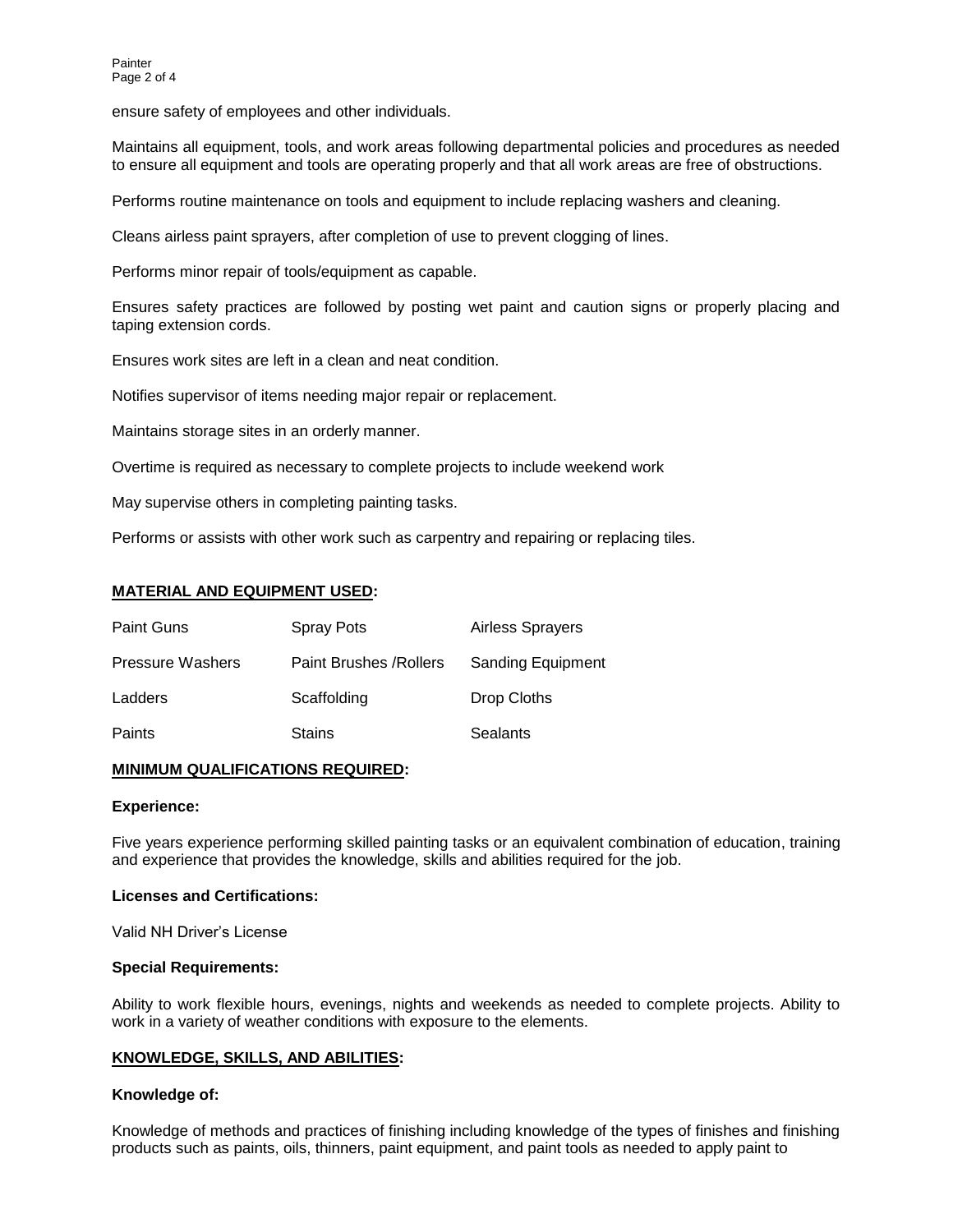ensure safety of employees and other individuals.

Maintains all equipment, tools, and work areas following departmental policies and procedures as needed to ensure all equipment and tools are operating properly and that all work areas are free of obstructions.

Performs routine maintenance on tools and equipment to include replacing washers and cleaning.

Cleans airless paint sprayers, after completion of use to prevent clogging of lines.

Performs minor repair of tools/equipment as capable.

Ensures safety practices are followed by posting wet paint and caution signs or properly placing and taping extension cords.

Ensures work sites are left in a clean and neat condition.

Notifies supervisor of items needing major repair or replacement.

Maintains storage sites in an orderly manner.

Overtime is required as necessary to complete projects to include weekend work

May supervise others in completing painting tasks.

Performs or assists with other work such as carpentry and repairing or replacing tiles.

## MATERIAL AND EQUIPMENT USED:

| | | |
|---|---|---|
| Paint Guns | Spray Pots | Airless Sprayers |
| Pressure Washers | Paint Brushes /Rollers | Sanding Equipment |
| Ladders | Scaffolding | Drop Cloths |
| Paints | Stains | Sealants |

## MINIMUM QUALIFICATIONS REQUIRED:

### Experience:

Five years experience performing skilled painting tasks or an equivalent combination of education, training and experience that provides the knowledge, skills and abilities required for the job.

### Licenses and Certifications:

Valid NH Driver's License

### Special Requirements:

Ability to work flexible hours, evenings, nights and weekends as needed to complete projects. Ability to work in a variety of weather conditions with exposure to the elements.

## KNOWLEDGE, SKILLS, AND ABILITIES:

### Knowledge of:

Knowledge of methods and practices of finishing including knowledge of the types of finishes and finishing products such as paints, oils, thinners, paint equipment, and paint tools as needed to apply paint to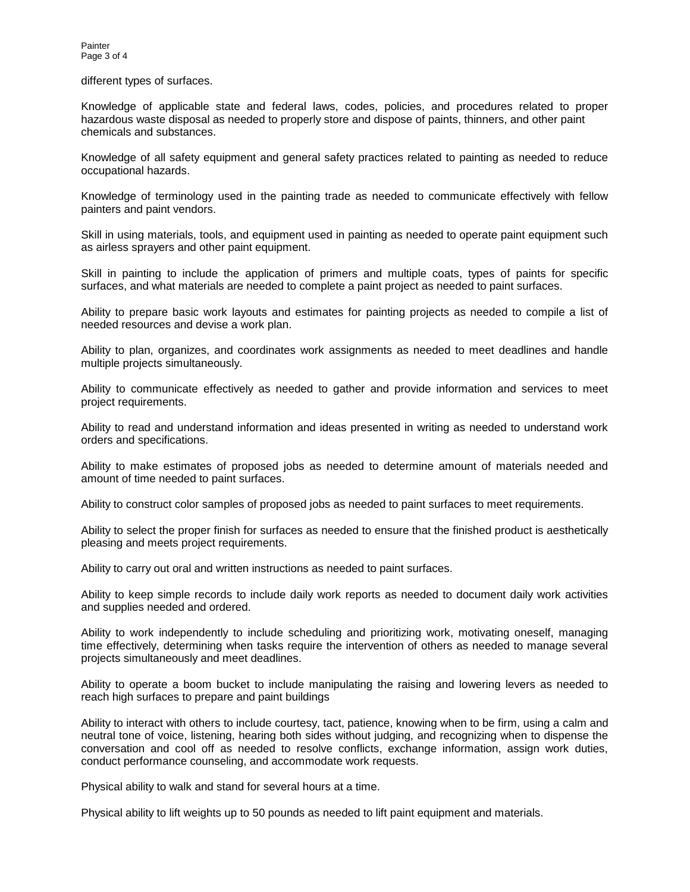different types of surfaces.

Knowledge of applicable state and federal laws, codes, policies, and procedures related to proper hazardous waste disposal as needed to properly store and dispose of paints, thinners, and other paint chemicals and substances.

Knowledge of all safety equipment and general safety practices related to painting as needed to reduce occupational hazards.

Knowledge of terminology used in the painting trade as needed to communicate effectively with fellow painters and paint vendors.

Skill in using materials, tools, and equipment used in painting as needed to operate paint equipment such as airless sprayers and other paint equipment.

Skill in painting to include the application of primers and multiple coats, types of paints for specific surfaces, and what materials are needed to complete a paint project as needed to paint surfaces.

Ability to prepare basic work layouts and estimates for painting projects as needed to compile a list of needed resources and devise a work plan.

Ability to plan, organizes, and coordinates work assignments as needed to meet deadlines and handle multiple projects simultaneously.

Ability to communicate effectively as needed to gather and provide information and services to meet project requirements.

Ability to read and understand information and ideas presented in writing as needed to understand work orders and specifications.

Ability to make estimates of proposed jobs as needed to determine amount of materials needed and amount of time needed to paint surfaces.

Ability to construct color samples of proposed jobs as needed to paint surfaces to meet requirements.

Ability to select the proper finish for surfaces as needed to ensure that the finished product is aesthetically pleasing and meets project requirements.

Ability to carry out oral and written instructions as needed to paint surfaces.

Ability to keep simple records to include daily work reports as needed to document daily work activities and supplies needed and ordered.

Ability to work independently to include scheduling and prioritizing work, motivating oneself, managing time effectively, determining when tasks require the intervention of others as needed to manage several projects simultaneously and meet deadlines.

Ability to operate a boom bucket to include manipulating the raising and lowering levers as needed to reach high surfaces to prepare and paint buildings

Ability to interact with others to include courtesy, tact, patience, knowing when to be firm, using a calm and neutral tone of voice, listening, hearing both sides without judging, and recognizing when to dispense the conversation and cool off as needed to resolve conflicts, exchange information, assign work duties, conduct performance counseling, and accommodate work requests.

Physical ability to walk and stand for several hours at a time.

Physical ability to lift weights up to 50 pounds as needed to lift paint equipment and materials.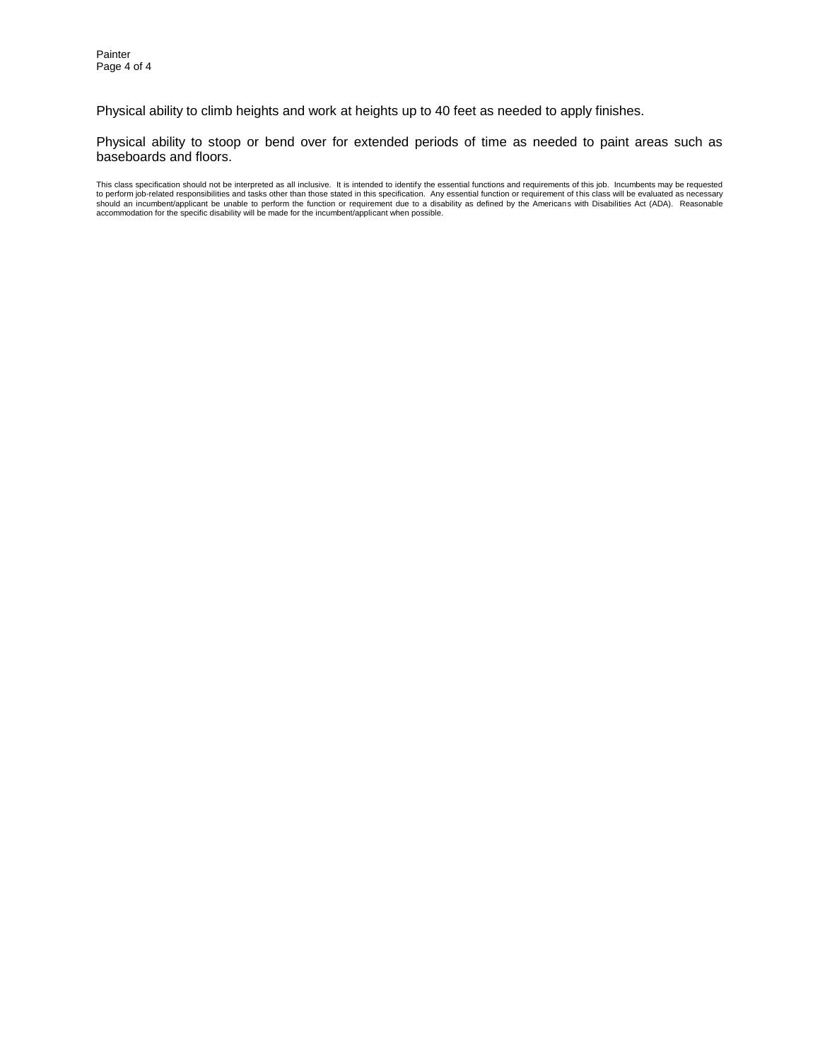Physical ability to climb heights and work at heights up to 40 feet as needed to apply finishes.

Physical ability to stoop or bend over for extended periods of time as needed to paint areas such as baseboards and floors.

This class specification should not be interpreted as all inclusive. It is intended to identify the essential functions and requirements of this job. Incumbents may be requested to perform job-related responsibilities and tasks other than those stated in this specification. Any essential function or requirement of this class will be evaluated as necessary should an incumbent/applicant be unable to perform the function or requirement due to a disability as defined by the Americans with Disabilities Act (ADA). Reasonable accommodation for the specific disability will be made for the incumbent/applicant when possible.